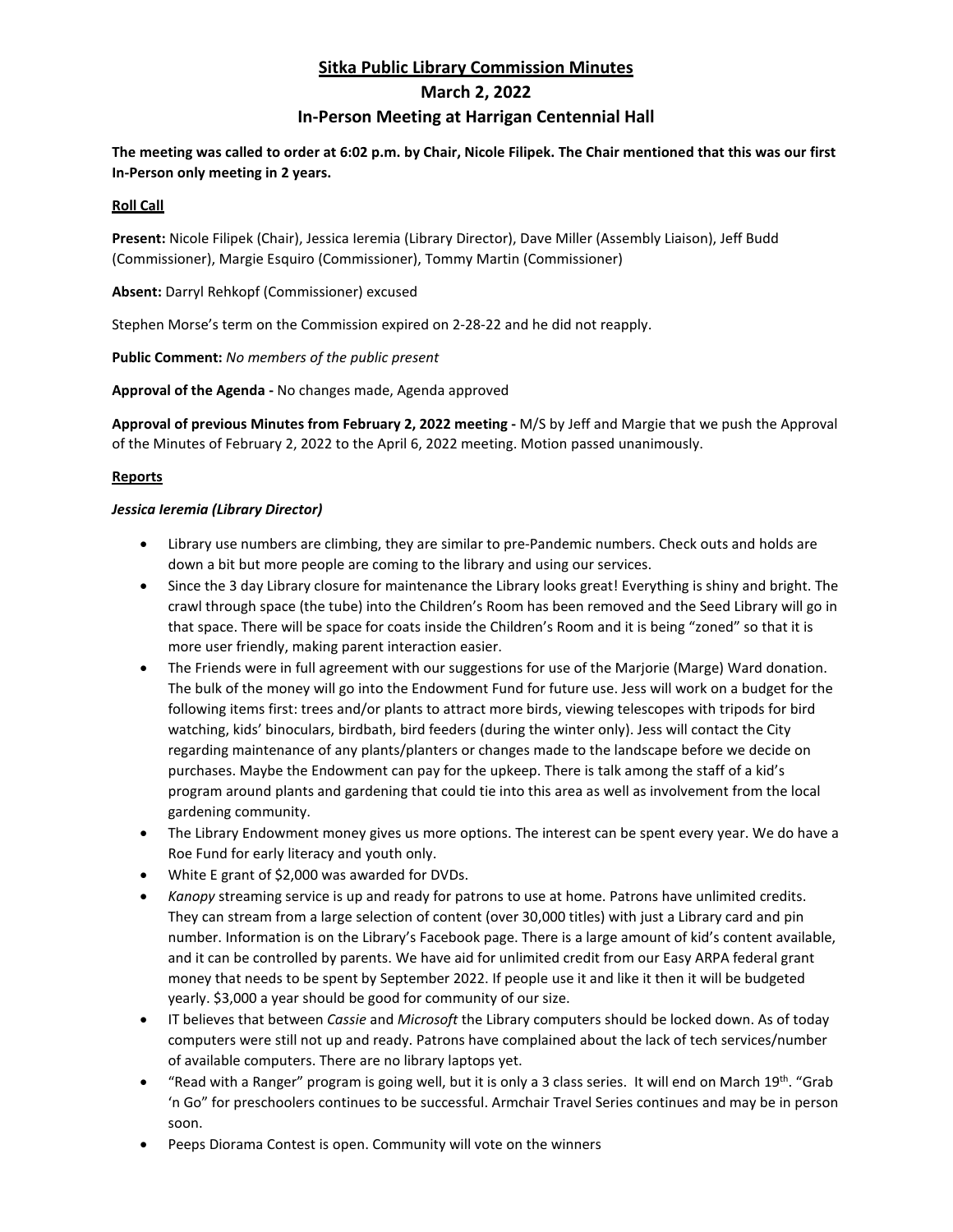# Sitka Public Library Commission Minutes

## March 2, 2022

## In-Person Meeting at Harrigan Centennial Hall

**The meeting was called to order at 6:02 p.m. by Chair, Nicole Filipek. The Chair mentioned that this was our first In-Person only meeting in 2 years.**

### Roll Call

**Present:** Nicole Filipek (Chair), Jessica Ieremia (Library Director), Dave Miller (Assembly Liaison), Jeff Budd (Commissioner), Margie Esquiro (Commissioner), Tommy Martin (Commissioner)

**Absent:** Darryl Rehkopf (Commissioner) excused

Stephen Morse's term on the Commission expired on 2-28-22 and he did not reapply.

**Public Comment:** *No members of the public present*

**Approval of the Agenda -** No changes made, Agenda approved

**Approval of previous Minutes from February 2, 2022 meeting -** M/S by Jeff and Margie that we push the Approval of the Minutes of February 2, 2022 to the April 6, 2022 meeting. Motion passed unanimously.

### Reports

#### *Jessica Ieremia (Library Director)*

- Library use numbers are climbing, they are similar to pre-Pandemic numbers. Check outs and holds are down a bit but more people are coming to the library and using our services.
- Since the 3 day Library closure for maintenance the Library looks great! Everything is shiny and bright. The crawl through space (the tube) into the Children's Room has been removed and the Seed Library will go in that space. There will be space for coats inside the Children's Room and it is being "zoned" so that it is more user friendly, making parent interaction easier.
- The Friends were in full agreement with our suggestions for use of the Marjorie (Marge) Ward donation. The bulk of the money will go into the Endowment Fund for future use. Jess will work on a budget for the following items first: trees and/or plants to attract more birds, viewing telescopes with tripods for bird watching, kids' binoculars, birdbath, bird feeders (during the winter only). Jess will contact the City regarding maintenance of any plants/planters or changes made to the landscape before we decide on purchases. Maybe the Endowment can pay for the upkeep. There is talk among the staff of a kid's program around plants and gardening that could tie into this area as well as involvement from the local gardening community.
- The Library Endowment money gives us more options. The interest can be spent every year. We do have a Roe Fund for early literacy and youth only.
- White E grant of $2,000 was awarded for DVDs.
- *Kanopy* streaming service is up and ready for patrons to use at home. Patrons have unlimited credits. They can stream from a large selection of content (over 30,000 titles) with just a Library card and pin number. Information is on the Library's Facebook page. There is a large amount of kid's content available, and it can be controlled by parents. We have aid for unlimited credit from our Easy ARPA federal grant money that needs to be spent by September 2022. If people use it and like it then it will be budgeted yearly. $3,000 a year should be good for community of our size.
- IT believes that between *Cassie* and *Microsoft* the Library computers should be locked down. As of today computers were still not up and ready. Patrons have complained about the lack of tech services/number of available computers. There are no library laptops yet.
- "Read with a Ranger" program is going well, but it is only a 3 class series. It will end on March 19th. "Grab 'n Go" for preschoolers continues to be successful. Armchair Travel Series continues and may be in person soon.
- Peeps Diorama Contest is open. Community will vote on the winners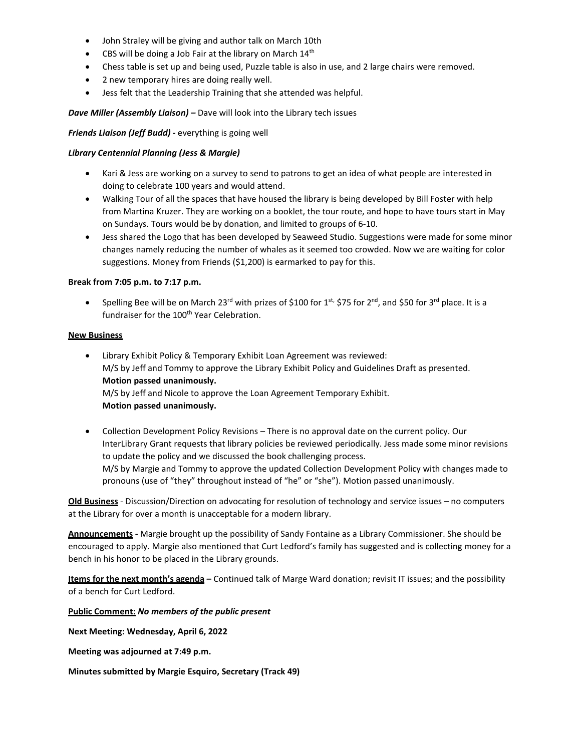- John Straley will be giving and author talk on March 10th
- CBS will be doing a Job Fair at the library on March 14th
- Chess table is set up and being used, Puzzle table is also in use, and 2 large chairs were removed.
- 2 new temporary hires are doing really well.
- Jess felt that the Leadership Training that she attended was helpful.

***Dave Miller (Assembly Liaison) –*** Dave will look into the Library tech issues

***Friends Liaison (Jeff Budd) -*** everything is going well

***Library Centennial Planning (Jess & Margie)***

- Kari & Jess are working on a survey to send to patrons to get an idea of what people are interested in doing to celebrate 100 years and would attend.
- Walking Tour of all the spaces that have housed the library is being developed by Bill Foster with help from Martina Kruzer. They are working on a booklet, the tour route, and hope to have tours start in May on Sundays. Tours would be by donation, and limited to groups of 6-10.
- Jess shared the Logo that has been developed by Seaweed Studio. Suggestions were made for some minor changes namely reducing the number of whales as it seemed too crowded. Now we are waiting for color suggestions. Money from Friends ($1,200) is earmarked to pay for this.

**Break from 7:05 p.m. to 7:17 p.m.**

- Spelling Bee will be on March 23rd with prizes of $100 for 1st, $75 for 2nd, and $50 for 3rd place. It is a fundraiser for the 100th Year Celebration.

**New Business**

- Library Exhibit Policy & Temporary Exhibit Loan Agreement was reviewed:
  M/S by Jeff and Tommy to approve the Library Exhibit Policy and Guidelines Draft as presented.
  **Motion passed unanimously.**
  M/S by Jeff and Nicole to approve the Loan Agreement Temporary Exhibit.
  **Motion passed unanimously.**

- Collection Development Policy Revisions – There is no approval date on the current policy. Our InterLibrary Grant requests that library policies be reviewed periodically. Jess made some minor revisions to update the policy and we discussed the book challenging process.
  M/S by Margie and Tommy to approve the updated Collection Development Policy with changes made to pronouns (use of "they" throughout instead of "he" or "she"). Motion passed unanimously.

**Old Business** - Discussion/Direction on advocating for resolution of technology and service issues – no computers at the Library for over a month is unacceptable for a modern library.

**Announcements -** Margie brought up the possibility of Sandy Fontaine as a Library Commissioner. She should be encouraged to apply. Margie also mentioned that Curt Ledford's family has suggested and is collecting money for a bench in his honor to be placed in the Library grounds.

**Items for the next month's agenda –** Continued talk of Marge Ward donation; revisit IT issues; and the possibility of a bench for Curt Ledford.

**Public Comment:** ***No members of the public present***

**Next Meeting: Wednesday, April 6, 2022**

**Meeting was adjourned at 7:49 p.m.**

**Minutes submitted by Margie Esquiro, Secretary (Track 49)**